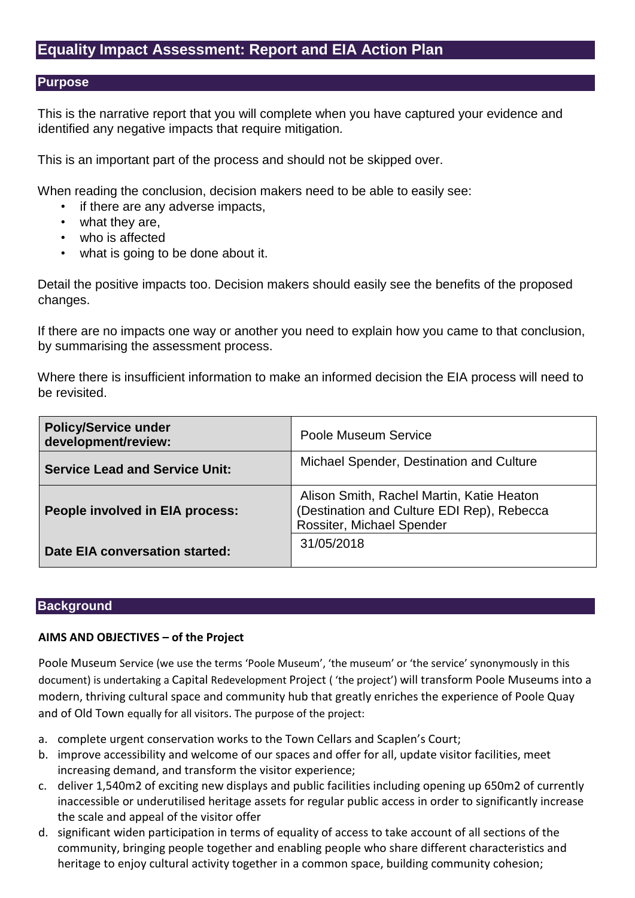# Equality Impact Assessment: Report and EIA Action Plan

## Purpose

This is the narrative report that you will complete when you have captured your evidence and identified any negative impacts that require mitigation.

This is an important part of the process and should not be skipped over.

When reading the conclusion, decision makers need to be able to easily see:

- if there are any adverse impacts,
- what they are,
- who is affected
- what is going to be done about it.

Detail the positive impacts too. Decision makers should easily see the benefits of the proposed changes.

If there are no impacts one way or another you need to explain how you came to that conclusion, by summarising the assessment process.

Where there is insufficient information to make an informed decision the EIA process will need to be revisited.

| **Policy/Service under development/review:** | Poole Museum Service |
|---|---|
| **Service Lead and Service Unit:** | Michael Spender, Destination and Culture |
| **People involved in EIA process:** | Alison Smith, Rachel Martin, Katie Heaton (Destination and Culture EDI Rep), Rebecca Rossiter, Michael Spender |
| **Date EIA conversation started:** | 31/05/2018 |

## Background

**AIMS AND OBJECTIVES – of the Project**

Poole Museum Service (we use the terms 'Poole Museum', 'the museum' or 'the service' synonymously in this document) is undertaking a Capital Redevelopment Project ( 'the project') will transform Poole Museums into a modern, thriving cultural space and community hub that greatly enriches the experience of Poole Quay and of Old Town equally for all visitors. The purpose of the project:

a. complete urgent conservation works to the Town Cellars and Scaplen's Court;
b. improve accessibility and welcome of our spaces and offer for all, update visitor facilities, meet increasing demand, and transform the visitor experience;
c. deliver 1,540m2 of exciting new displays and public facilities including opening up 650m2 of currently inaccessible or underutilised heritage assets for regular public access in order to significantly increase the scale and appeal of the visitor offer
d. significant widen participation in terms of equality of access to take account of all sections of the community, bringing people together and enabling people who share different characteristics and heritage to enjoy cultural activity together in a common space, building community cohesion;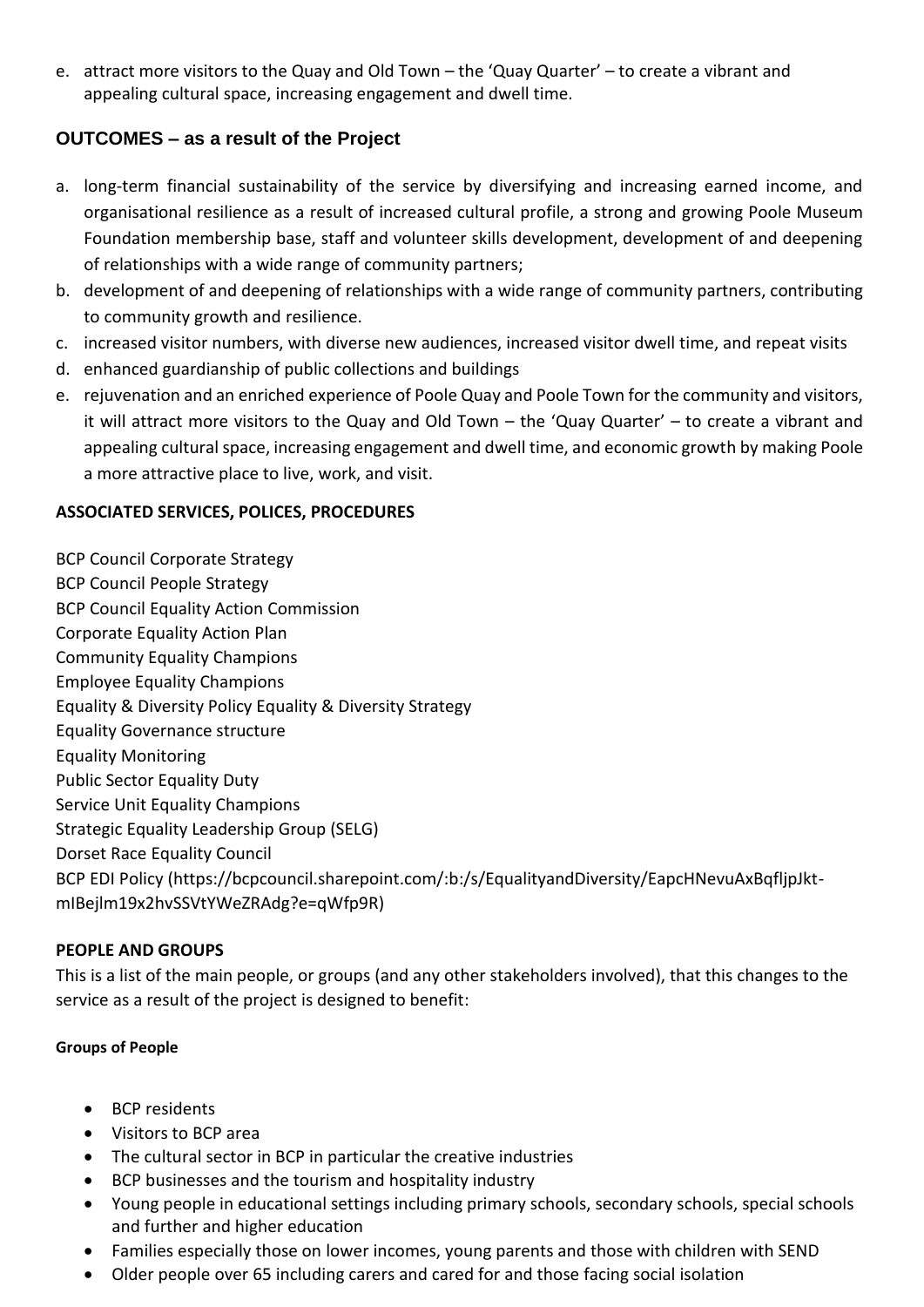e. attract more visitors to the Quay and Old Town – the 'Quay Quarter' – to create a vibrant and appealing cultural space, increasing engagement and dwell time.

## OUTCOMES – as a result of the Project

a. long-term financial sustainability of the service by diversifying and increasing earned income, and organisational resilience as a result of increased cultural profile, a strong and growing Poole Museum Foundation membership base, staff and volunteer skills development, development of and deepening of relationships with a wide range of community partners;
b. development of and deepening of relationships with a wide range of community partners, contributing to community growth and resilience.
c. increased visitor numbers, with diverse new audiences, increased visitor dwell time, and repeat visits
d. enhanced guardianship of public collections and buildings
e. rejuvenation and an enriched experience of Poole Quay and Poole Town for the community and visitors, it will attract more visitors to the Quay and Old Town – the 'Quay Quarter' – to create a vibrant and appealing cultural space, increasing engagement and dwell time, and economic growth by making Poole a more attractive place to live, work, and visit.

**ASSOCIATED SERVICES, POLICES, PROCEDURES**

BCP Council Corporate Strategy
BCP Council People Strategy
BCP Council Equality Action Commission
Corporate Equality Action Plan
Community Equality Champions
Employee Equality Champions
Equality & Diversity Policy Equality & Diversity Strategy
Equality Governance structure
Equality Monitoring
Public Sector Equality Duty
Service Unit Equality Champions
Strategic Equality Leadership Group (SELG)
Dorset Race Equality Council
BCP EDI Policy (https://bcpcouncil.sharepoint.com/:b:/s/EqualityandDiversity/EapcHNevuAxBqfljpJkt-mIBejlm19x2hvSSVtYWeZRAdg?e=qWfp9R)

**PEOPLE AND GROUPS**

This is a list of the main people, or groups (and any other stakeholders involved), that this changes to the service as a result of the project is designed to benefit:

**Groups of People**

- BCP residents
- Visitors to BCP area
- The cultural sector in BCP in particular the creative industries
- BCP businesses and the tourism and hospitality industry
- Young people in educational settings including primary schools, secondary schools, special schools and further and higher education
- Families especially those on lower incomes, young parents and those with children with SEND
- Older people over 65 including carers and cared for and those facing social isolation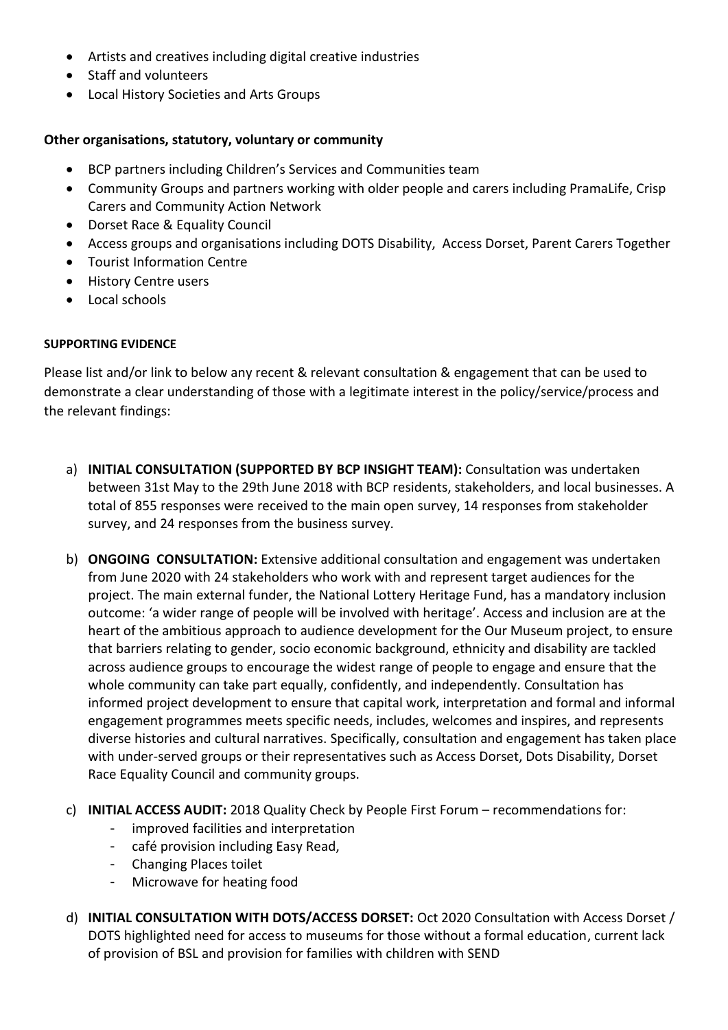- Artists and creatives including digital creative industries
- Staff and volunteers
- Local History Societies and Arts Groups

**Other organisations, statutory, voluntary or community**

- BCP partners including Children's Services and Communities team
- Community Groups and partners working with older people and carers including PramaLife, Crisp Carers and Community Action Network
- Dorset Race & Equality Council
- Access groups and organisations including DOTS Disability, Access Dorset, Parent Carers Together
- Tourist Information Centre
- History Centre users
- Local schools

**SUPPORTING EVIDENCE**

Please list and/or link to below any recent & relevant consultation & engagement that can be used to demonstrate a clear understanding of those with a legitimate interest in the policy/service/process and the relevant findings:

a) **INITIAL CONSULTATION (SUPPORTED BY BCP INSIGHT TEAM):** Consultation was undertaken between 31st May to the 29th June 2018 with BCP residents, stakeholders, and local businesses. A total of 855 responses were received to the main open survey, 14 responses from stakeholder survey, and 24 responses from the business survey.

b) **ONGOING CONSULTATION:** Extensive additional consultation and engagement was undertaken from June 2020 with 24 stakeholders who work with and represent target audiences for the project. The main external funder, the National Lottery Heritage Fund, has a mandatory inclusion outcome: 'a wider range of people will be involved with heritage'. Access and inclusion are at the heart of the ambitious approach to audience development for the Our Museum project, to ensure that barriers relating to gender, socio economic background, ethnicity and disability are tackled across audience groups to encourage the widest range of people to engage and ensure that the whole community can take part equally, confidently, and independently. Consultation has informed project development to ensure that capital work, interpretation and formal and informal engagement programmes meets specific needs, includes, welcomes and inspires, and represents diverse histories and cultural narratives. Specifically, consultation and engagement has taken place with under-served groups or their representatives such as Access Dorset, Dots Disability, Dorset Race Equality Council and community groups.

c) **INITIAL ACCESS AUDIT:** 2018 Quality Check by People First Forum – recommendations for:
   - improved facilities and interpretation
   - café provision including Easy Read,
   - Changing Places toilet
   - Microwave for heating food

d) **INITIAL CONSULTATION WITH DOTS/ACCESS DORSET:** Oct 2020 Consultation with Access Dorset / DOTS highlighted need for access to museums for those without a formal education, current lack of provision of BSL and provision for families with children with SEND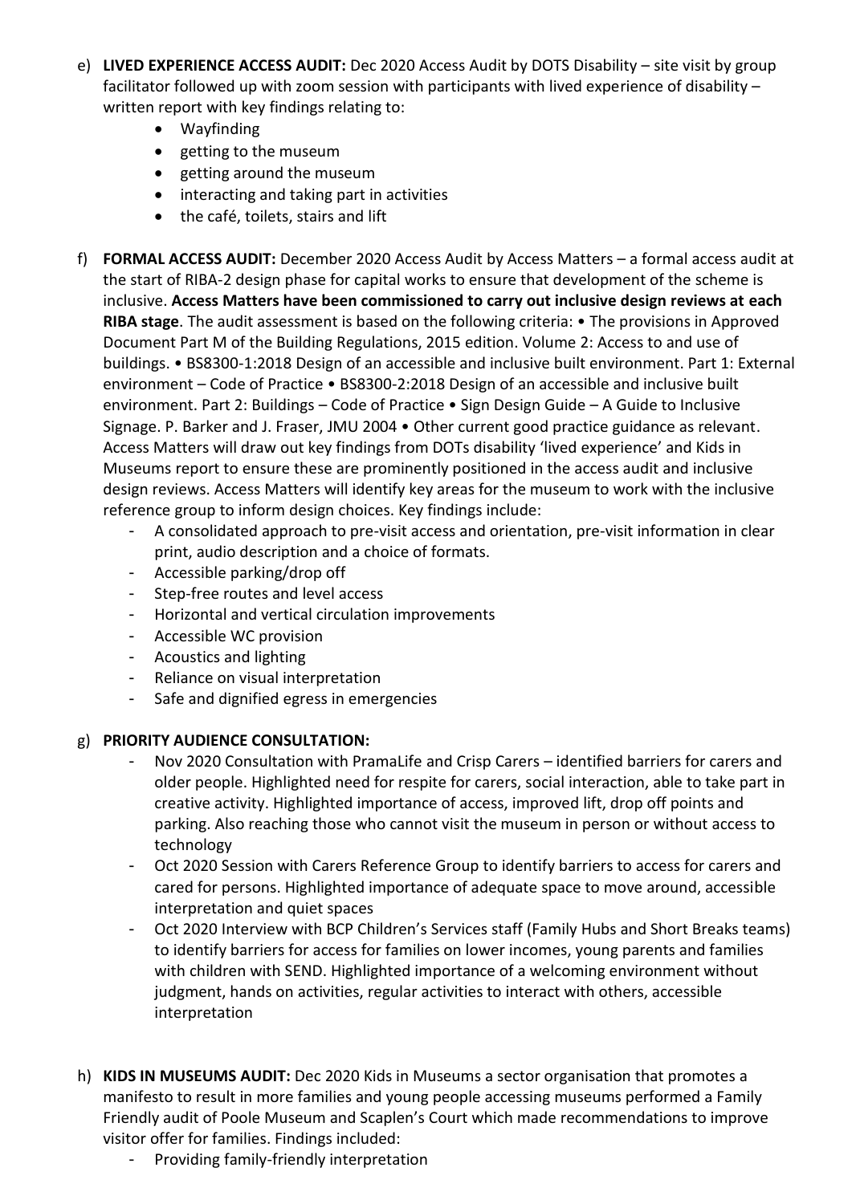e) **LIVED EXPERIENCE ACCESS AUDIT:** Dec 2020 Access Audit by DOTS Disability – site visit by group facilitator followed up with zoom session with participants with lived experience of disability – written report with key findings relating to:
    - Wayfinding
    - getting to the museum
    - getting around the museum
    - interacting and taking part in activities
    - the café, toilets, stairs and lift

f) **FORMAL ACCESS AUDIT:** December 2020 Access Audit by Access Matters – a formal access audit at the start of RIBA-2 design phase for capital works to ensure that development of the scheme is inclusive. **Access Matters have been commissioned to carry out inclusive design reviews at each RIBA stage**. The audit assessment is based on the following criteria: • The provisions in Approved Document Part M of the Building Regulations, 2015 edition. Volume 2: Access to and use of buildings. • BS8300-1:2018 Design of an accessible and inclusive built environment. Part 1: External environment – Code of Practice • BS8300-2:2018 Design of an accessible and inclusive built environment. Part 2: Buildings – Code of Practice • Sign Design Guide – A Guide to Inclusive Signage. P. Barker and J. Fraser, JMU 2004 • Other current good practice guidance as relevant. Access Matters will draw out key findings from DOTs disability 'lived experience' and Kids in Museums report to ensure these are prominently positioned in the access audit and inclusive design reviews. Access Matters will identify key areas for the museum to work with the inclusive reference group to inform design choices. Key findings include:
    - A consolidated approach to pre-visit access and orientation, pre-visit information in clear print, audio description and a choice of formats.
    - Accessible parking/drop off
    - Step-free routes and level access
    - Horizontal and vertical circulation improvements
    - Accessible WC provision
    - Acoustics and lighting
    - Reliance on visual interpretation
    - Safe and dignified egress in emergencies

g) **PRIORITY AUDIENCE CONSULTATION:**
    - Nov 2020 Consultation with PramaLife and Crisp Carers – identified barriers for carers and older people. Highlighted need for respite for carers, social interaction, able to take part in creative activity. Highlighted importance of access, improved lift, drop off points and parking. Also reaching those who cannot visit the museum in person or without access to technology
    - Oct 2020 Session with Carers Reference Group to identify barriers to access for carers and cared for persons. Highlighted importance of adequate space to move around, accessible interpretation and quiet spaces
    - Oct 2020 Interview with BCP Children's Services staff (Family Hubs and Short Breaks teams) to identify barriers for access for families on lower incomes, young parents and families with children with SEND. Highlighted importance of a welcoming environment without judgment, hands on activities, regular activities to interact with others, accessible interpretation

h) **KIDS IN MUSEUMS AUDIT:** Dec 2020 Kids in Museums a sector organisation that promotes a manifesto to result in more families and young people accessing museums performed a Family Friendly audit of Poole Museum and Scaplen's Court which made recommendations to improve visitor offer for families. Findings included:
    - Providing family-friendly interpretation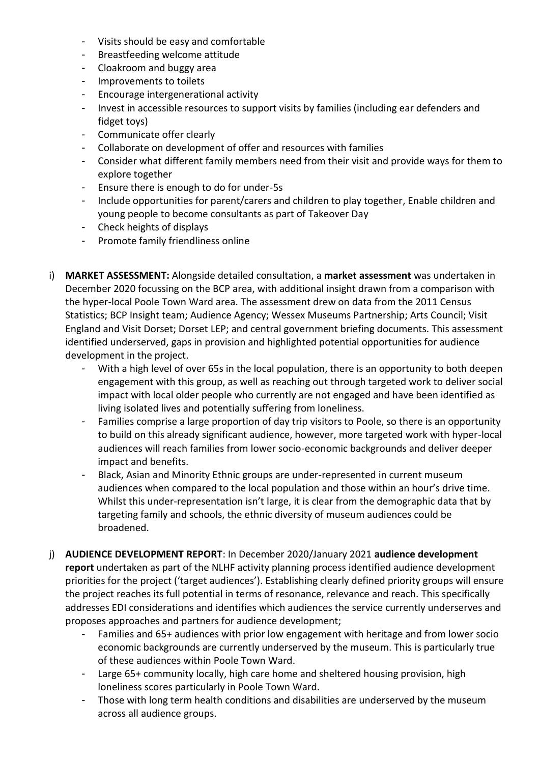- Visits should be easy and comfortable
- Breastfeeding welcome attitude
- Cloakroom and buggy area
- Improvements to toilets
- Encourage intergenerational activity
- Invest in accessible resources to support visits by families (including ear defenders and fidget toys)
- Communicate offer clearly
- Collaborate on development of offer and resources with families
- Consider what different family members need from their visit and provide ways for them to explore together
- Ensure there is enough to do for under-5s
- Include opportunities for parent/carers and children to play together, Enable children and young people to become consultants as part of Takeover Day
- Check heights of displays
- Promote family friendliness online

i) **MARKET ASSESSMENT:** Alongside detailed consultation, a **market assessment** was undertaken in December 2020 focussing on the BCP area, with additional insight drawn from a comparison with the hyper-local Poole Town Ward area. The assessment drew on data from the 2011 Census Statistics; BCP Insight team; Audience Agency; Wessex Museums Partnership; Arts Council; Visit England and Visit Dorset; Dorset LEP; and central government briefing documents. This assessment identified underserved, gaps in provision and highlighted potential opportunities for audience development in the project.
   - With a high level of over 65s in the local population, there is an opportunity to both deepen engagement with this group, as well as reaching out through targeted work to deliver social impact with local older people who currently are not engaged and have been identified as living isolated lives and potentially suffering from loneliness.
   - Families comprise a large proportion of day trip visitors to Poole, so there is an opportunity to build on this already significant audience, however, more targeted work with hyper-local audiences will reach families from lower socio-economic backgrounds and deliver deeper impact and benefits.
   - Black, Asian and Minority Ethnic groups are under-represented in current museum audiences when compared to the local population and those within an hour's drive time. Whilst this under-representation isn't large, it is clear from the demographic data that by targeting family and schools, the ethnic diversity of museum audiences could be broadened.

j) **AUDIENCE DEVELOPMENT REPORT**: In December 2020/January 2021 **audience development report** undertaken as part of the NLHF activity planning process identified audience development priorities for the project ('target audiences'). Establishing clearly defined priority groups will ensure the project reaches its full potential in terms of resonance, relevance and reach. This specifically addresses EDI considerations and identifies which audiences the service currently underserves and proposes approaches and partners for audience development;
   - Families and 65+ audiences with prior low engagement with heritage and from lower socio economic backgrounds are currently underserved by the museum. This is particularly true of these audiences within Poole Town Ward.
   - Large 65+ community locally, high care home and sheltered housing provision, high loneliness scores particularly in Poole Town Ward.
   - Those with long term health conditions and disabilities are underserved by the museum across all audience groups.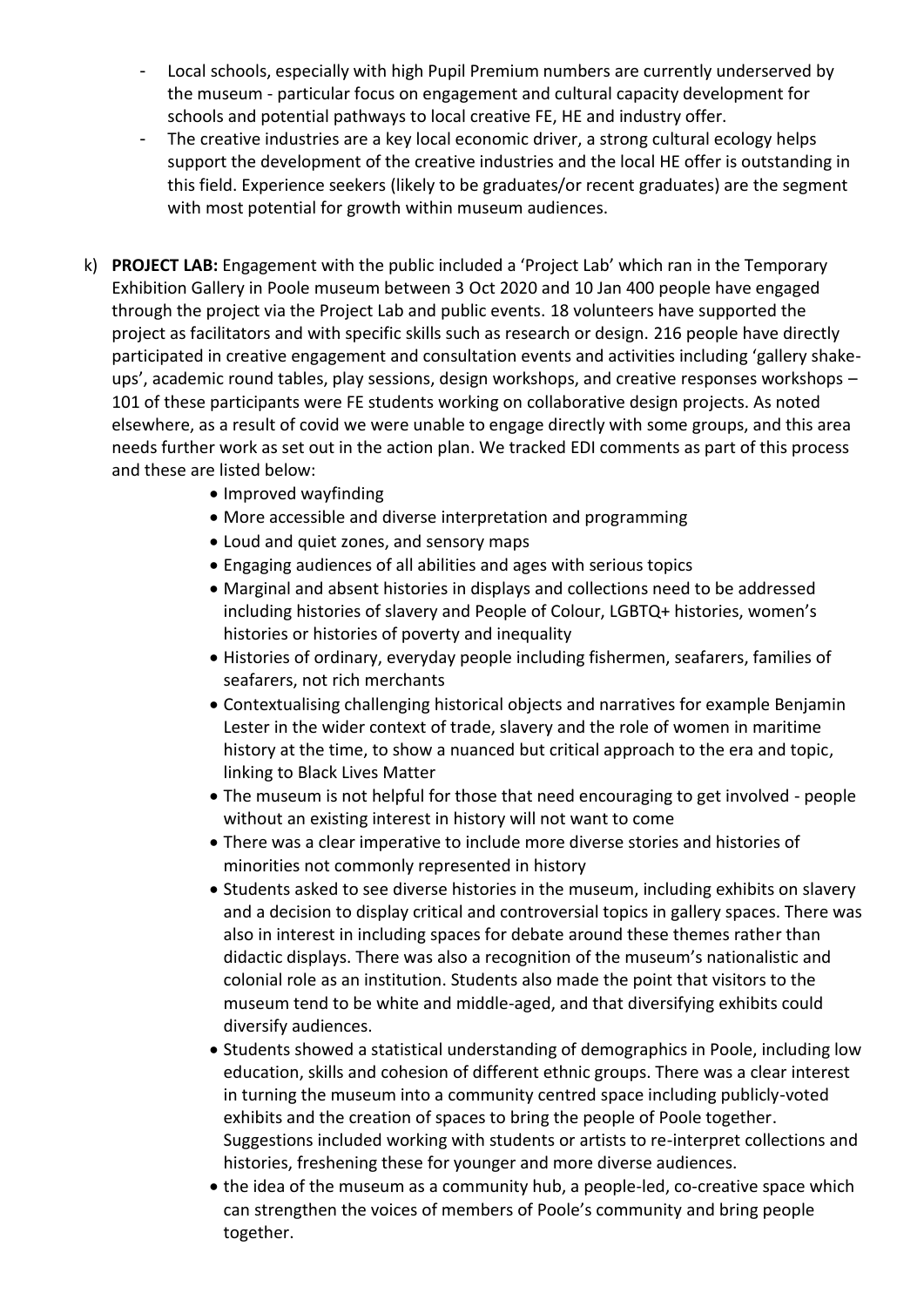- Local schools, especially with high Pupil Premium numbers are currently underserved by the museum - particular focus on engagement and cultural capacity development for schools and potential pathways to local creative FE, HE and industry offer.
- The creative industries are a key local economic driver, a strong cultural ecology helps support the development of the creative industries and the local HE offer is outstanding in this field. Experience seekers (likely to be graduates/or recent graduates) are the segment with most potential for growth within museum audiences.

k) **PROJECT LAB:** Engagement with the public included a 'Project Lab' which ran in the Temporary Exhibition Gallery in Poole museum between 3 Oct 2020 and 10 Jan 400 people have engaged through the project via the Project Lab and public events. 18 volunteers have supported the project as facilitators and with specific skills such as research or design. 216 people have directly participated in creative engagement and consultation events and activities including 'gallery shake-ups', academic round tables, play sessions, design workshops, and creative responses workshops – 101 of these participants were FE students working on collaborative design projects. As noted elsewhere, as a result of covid we were unable to engage directly with some groups, and this area needs further work as set out in the action plan. We tracked EDI comments as part of this process and these are listed below:

- Improved wayfinding
- More accessible and diverse interpretation and programming
- Loud and quiet zones, and sensory maps
- Engaging audiences of all abilities and ages with serious topics
- Marginal and absent histories in displays and collections need to be addressed including histories of slavery and People of Colour, LGBTQ+ histories, women's histories or histories of poverty and inequality
- Histories of ordinary, everyday people including fishermen, seafarers, families of seafarers, not rich merchants
- Contextualising challenging historical objects and narratives for example Benjamin Lester in the wider context of trade, slavery and the role of women in maritime history at the time, to show a nuanced but critical approach to the era and topic, linking to Black Lives Matter
- The museum is not helpful for those that need encouraging to get involved - people without an existing interest in history will not want to come
- There was a clear imperative to include more diverse stories and histories of minorities not commonly represented in history
- Students asked to see diverse histories in the museum, including exhibits on slavery and a decision to display critical and controversial topics in gallery spaces. There was also in interest in including spaces for debate around these themes rather than didactic displays. There was also a recognition of the museum's nationalistic and colonial role as an institution. Students also made the point that visitors to the museum tend to be white and middle-aged, and that diversifying exhibits could diversify audiences.
- Students showed a statistical understanding of demographics in Poole, including low education, skills and cohesion of different ethnic groups. There was a clear interest in turning the museum into a community centred space including publicly-voted exhibits and the creation of spaces to bring the people of Poole together. Suggestions included working with students or artists to re-interpret collections and histories, freshening these for younger and more diverse audiences.
- the idea of the museum as a community hub, a people-led, co-creative space which can strengthen the voices of members of Poole's community and bring people together.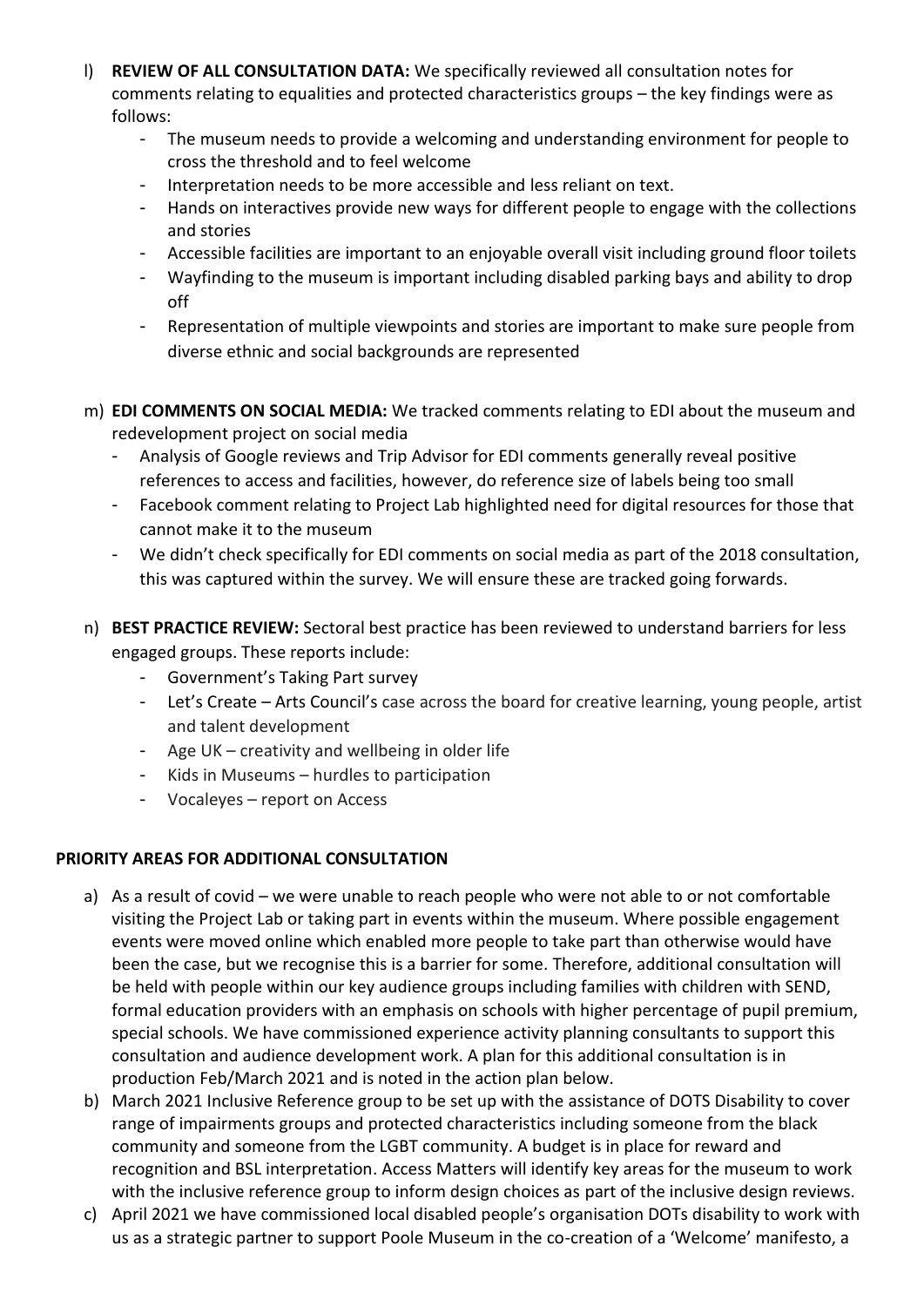l) **REVIEW OF ALL CONSULTATION DATA:** We specifically reviewed all consultation notes for comments relating to equalities and protected characteristics groups – the key findings were as follows:
    - The museum needs to provide a welcoming and understanding environment for people to cross the threshold and to feel welcome
    - Interpretation needs to be more accessible and less reliant on text.
    - Hands on interactives provide new ways for different people to engage with the collections and stories
    - Accessible facilities are important to an enjoyable overall visit including ground floor toilets
    - Wayfinding to the museum is important including disabled parking bays and ability to drop off
    - Representation of multiple viewpoints and stories are important to make sure people from diverse ethnic and social backgrounds are represented

m) **EDI COMMENTS ON SOCIAL MEDIA:** We tracked comments relating to EDI about the museum and redevelopment project on social media
    - Analysis of Google reviews and Trip Advisor for EDI comments generally reveal positive references to access and facilities, however, do reference size of labels being too small
    - Facebook comment relating to Project Lab highlighted need for digital resources for those that cannot make it to the museum
    - We didn't check specifically for EDI comments on social media as part of the 2018 consultation, this was captured within the survey. We will ensure these are tracked going forwards.

n) **BEST PRACTICE REVIEW:** Sectoral best practice has been reviewed to understand barriers for less engaged groups. These reports include:
    - Government's Taking Part survey
    - Let's Create – Arts Council's case across the board for creative learning, young people, artist and talent development
    - Age UK – creativity and wellbeing in older life
    - Kids in Museums – hurdles to participation
    - Vocaleyes – report on Access

**PRIORITY AREAS FOR ADDITIONAL CONSULTATION**

a) As a result of covid – we were unable to reach people who were not able to or not comfortable visiting the Project Lab or taking part in events within the museum. Where possible engagement events were moved online which enabled more people to take part than otherwise would have been the case, but we recognise this is a barrier for some. Therefore, additional consultation will be held with people within our key audience groups including families with children with SEND, formal education providers with an emphasis on schools with higher percentage of pupil premium, special schools. We have commissioned experience activity planning consultants to support this consultation and audience development work. A plan for this additional consultation is in production Feb/March 2021 and is noted in the action plan below.
b) March 2021 Inclusive Reference group to be set up with the assistance of DOTS Disability to cover range of impairments groups and protected characteristics including someone from the black community and someone from the LGBT community. A budget is in place for reward and recognition and BSL interpretation. Access Matters will identify key areas for the museum to work with the inclusive reference group to inform design choices as part of the inclusive design reviews.
c) April 2021 we have commissioned local disabled people's organisation DOTs disability to work with us as a strategic partner to support Poole Museum in the co-creation of a 'Welcome' manifesto, a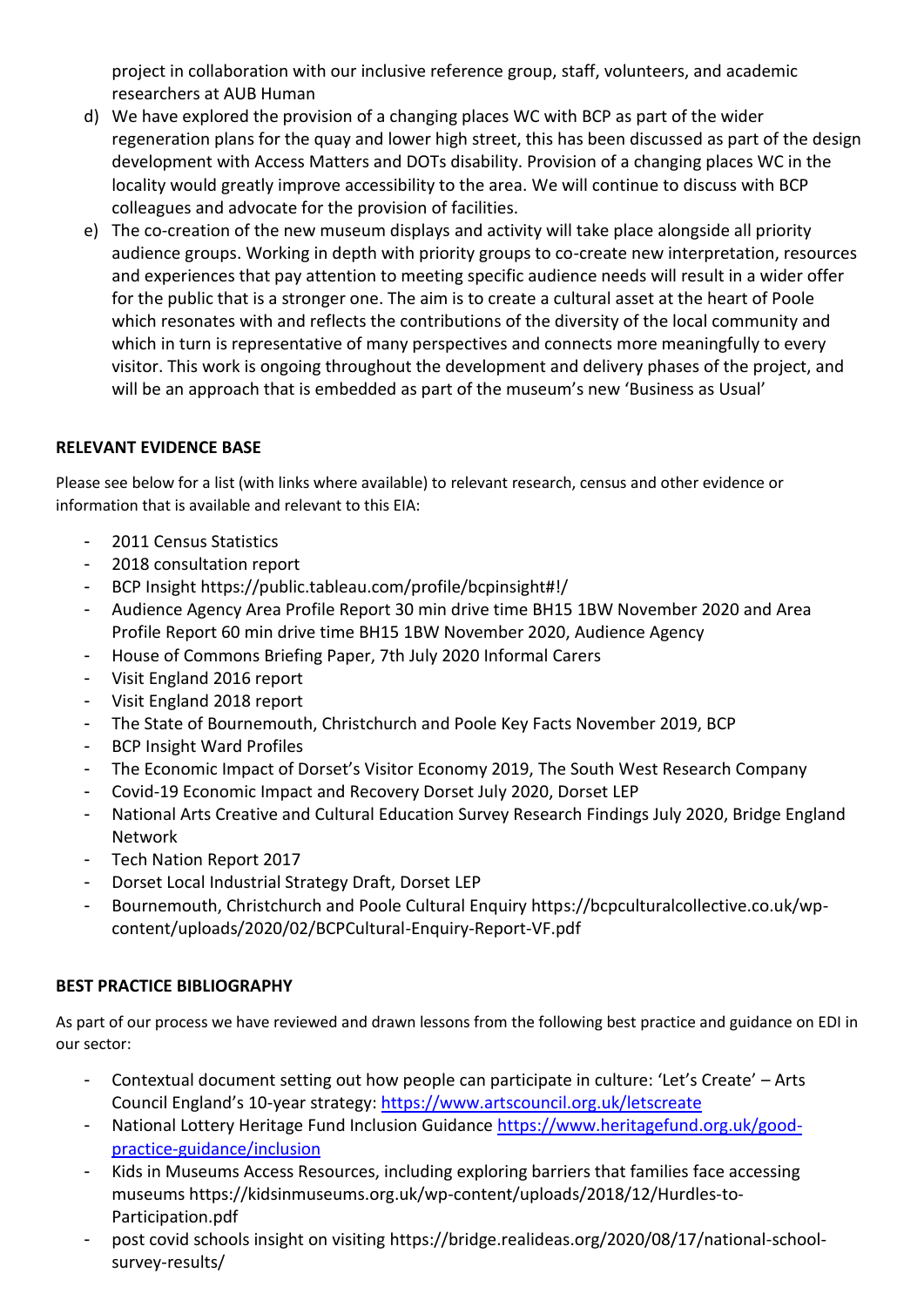project in collaboration with our inclusive reference group, staff, volunteers, and academic researchers at AUB Human

d) We have explored the provision of a changing places WC with BCP as part of the wider regeneration plans for the quay and lower high street, this has been discussed as part of the design development with Access Matters and DOTs disability. Provision of a changing places WC in the locality would greatly improve accessibility to the area. We will continue to discuss with BCP colleagues and advocate for the provision of facilities.

e) The co-creation of the new museum displays and activity will take place alongside all priority audience groups. Working in depth with priority groups to co-create new interpretation, resources and experiences that pay attention to meeting specific audience needs will result in a wider offer for the public that is a stronger one. The aim is to create a cultural asset at the heart of Poole which resonates with and reflects the contributions of the diversity of the local community and which in turn is representative of many perspectives and connects more meaningfully to every visitor. This work is ongoing throughout the development and delivery phases of the project, and will be an approach that is embedded as part of the museum's new 'Business as Usual'

**RELEVANT EVIDENCE BASE**

Please see below for a list (with links where available) to relevant research, census and other evidence or information that is available and relevant to this EIA:

- 2011 Census Statistics
- 2018 consultation report
- BCP Insight https://public.tableau.com/profile/bcpinsight#!/
- Audience Agency Area Profile Report 30 min drive time BH15 1BW November 2020 and Area Profile Report 60 min drive time BH15 1BW November 2020, Audience Agency
- House of Commons Briefing Paper, 7th July 2020 Informal Carers
- Visit England 2016 report
- Visit England 2018 report
- The State of Bournemouth, Christchurch and Poole Key Facts November 2019, BCP
- BCP Insight Ward Profiles
- The Economic Impact of Dorset's Visitor Economy 2019, The South West Research Company
- Covid-19 Economic Impact and Recovery Dorset July 2020, Dorset LEP
- National Arts Creative and Cultural Education Survey Research Findings July 2020, Bridge England Network
- Tech Nation Report 2017
- Dorset Local Industrial Strategy Draft, Dorset LEP
- Bournemouth, Christchurch and Poole Cultural Enquiry https://bcpculturalcollective.co.uk/wp-content/uploads/2020/02/BCPCultural-Enquiry-Report-VF.pdf

**BEST PRACTICE BIBLIOGRAPHY**

As part of our process we have reviewed and drawn lessons from the following best practice and guidance on EDI in our sector:

- Contextual document setting out how people can participate in culture: 'Let's Create' – Arts Council England's 10-year strategy: https://www.artscouncil.org.uk/letscreate
- National Lottery Heritage Fund Inclusion Guidance https://www.heritagefund.org.uk/good-practice-guidance/inclusion
- Kids in Museums Access Resources, including exploring barriers that families face accessing museums https://kidsinmuseums.org.uk/wp-content/uploads/2018/12/Hurdles-to-Participation.pdf
- post covid schools insight on visiting https://bridge.realideas.org/2020/08/17/national-school-survey-results/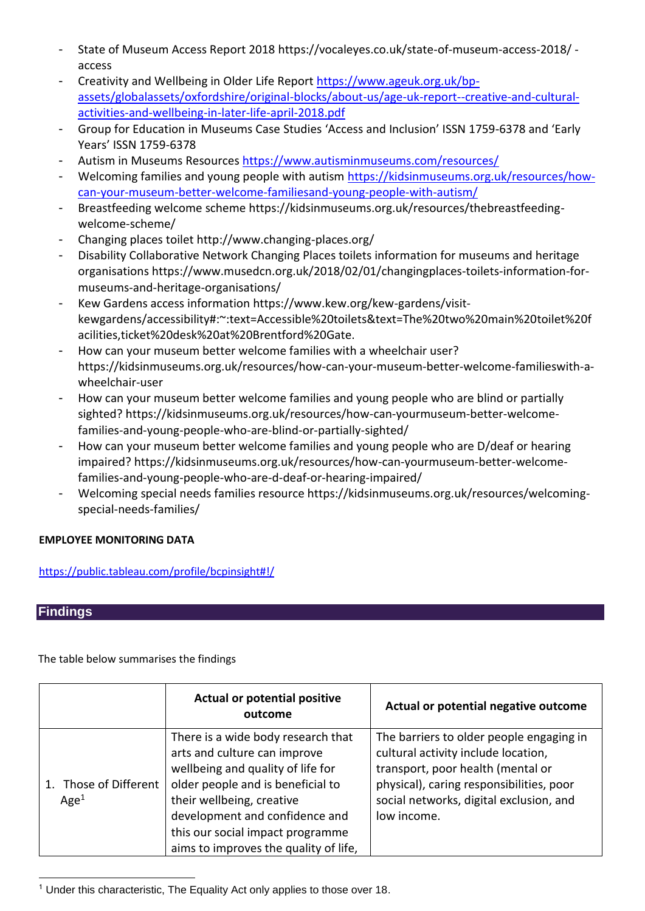- State of Museum Access Report 2018 https://vocaleyes.co.uk/state-of-museum-access-2018/ - access
- Creativity and Wellbeing in Older Life Report https://www.ageuk.org.uk/bp-assets/globalassets/oxfordshire/original-blocks/about-us/age-uk-report--creative-and-cultural-activities-and-wellbeing-in-later-life-april-2018.pdf
- Group for Education in Museums Case Studies 'Access and Inclusion' ISSN 1759-6378 and 'Early Years' ISSN 1759-6378
- Autism in Museums Resources https://www.autisminmuseums.com/resources/
- Welcoming families and young people with autism https://kidsinmuseums.org.uk/resources/how-can-your-museum-better-welcome-familiesand-young-people-with-autism/
- Breastfeeding welcome scheme https://kidsinmuseums.org.uk/resources/thebreastfeeding-welcome-scheme/
- Changing places toilet http://www.changing-places.org/
- Disability Collaborative Network Changing Places toilets information for museums and heritage organisations https://www.musedcn.org.uk/2018/02/01/changingplaces-toilets-information-for-museums-and-heritage-organisations/
- Kew Gardens access information https://www.kew.org/kew-gardens/visit-kewgardens/accessibility#:~:text=Accessible%20toilets&text=The%20two%20main%20toilet%20facilities,ticket%20desk%20at%20Brentford%20Gate.
- How can your museum better welcome families with a wheelchair user? https://kidsinmuseums.org.uk/resources/how-can-your-museum-better-welcome-familieswith-a-wheelchair-user
- How can your museum better welcome families and young people who are blind or partially sighted? https://kidsinmuseums.org.uk/resources/how-can-yourmuseum-better-welcome-families-and-young-people-who-are-blind-or-partially-sighted/
- How can your museum better welcome families and young people who are D/deaf or hearing impaired? https://kidsinmuseums.org.uk/resources/how-can-yourmuseum-better-welcome-families-and-young-people-who-are-d-deaf-or-hearing-impaired/
- Welcoming special needs families resource https://kidsinmuseums.org.uk/resources/welcoming-special-needs-families/

**EMPLOYEE MONITORING DATA**

https://public.tableau.com/profile/bcpinsight#!/

## Findings

The table below summarises the findings

| | Actual or potential positive outcome | Actual or potential negative outcome |
|---|---|---|
| 1. Those of Different Age[1] | There is a wide body research that arts and culture can improve wellbeing and quality of life for older people and is beneficial to their wellbeing, creative development and confidence and this our social impact programme aims to improves the quality of life, | The barriers to older people engaging in cultural activity include location, transport, poor health (mental or physical), caring responsibilities, poor social networks, digital exclusion, and low income. |

[1] Under this characteristic, The Equality Act only applies to those over 18.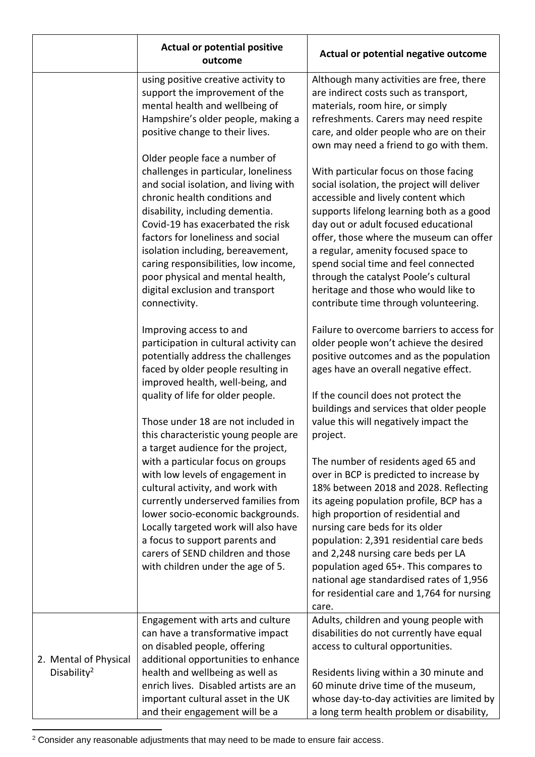| | Actual or potential positive outcome | Actual or potential negative outcome |
|---|---|---|
| | using positive creative activity to support the improvement of the mental health and wellbeing of Hampshire's older people, making a positive change to their lives.<br><br>Older people face a number of challenges in particular, loneliness and social isolation, and living with chronic health conditions and disability, including dementia. Covid-19 has exacerbated the risk factors for loneliness and social isolation including, bereavement, caring responsibilities, low income, poor physical and mental health, digital exclusion and transport connectivity.<br><br>Improving access to and participation in cultural activity can potentially address the challenges faced by older people resulting in improved health, well-being, and quality of life for older people.<br><br>Those under 18 are not included in this characteristic young people are a target audience for the project, with a particular focus on groups with low levels of engagement in cultural activity, and work with currently underserved families from lower socio-economic backgrounds. Locally targeted work will also have a focus to support parents and carers of SEND children and those with children under the age of 5. | Although many activities are free, there are indirect costs such as transport, materials, room hire, or simply refreshments. Carers may need respite care, and older people who are on their own may need a friend to go with them.<br><br>With particular focus on those facing social isolation, the project will deliver accessible and lively content which supports lifelong learning both as a good day out or adult focused educational offer, those where the museum can offer a regular, amenity focused space to spend social time and feel connected through the catalyst Poole's cultural heritage and those who would like to contribute time through volunteering.<br><br>Failure to overcome barriers to access for older people won't achieve the desired positive outcomes and as the population ages have an overall negative effect.<br><br>If the council does not protect the buildings and services that older people value this will negatively impact the project.<br><br>The number of residents aged 65 and over in BCP is predicted to increase by 18% between 2018 and 2028. Reflecting its ageing population profile, BCP has a high proportion of residential and nursing care beds for its older population: 2,391 residential care beds and 2,248 nursing care beds per LA population aged 65+. This compares to national age standardised rates of 1,956 for residential care and 1,764 for nursing care. |
| 2. Mental of Physical Disability[2] | Engagement with arts and culture can have a transformative impact on disabled people, offering additional opportunities to enhance health and wellbeing as well as enrich lives. Disabled artists are an important cultural asset in the UK and their engagement will be a | Adults, children and young people with disabilities do not currently have equal access to cultural opportunities.<br><br>Residents living within a 30 minute and 60 minute drive time of the museum, whose day-to-day activities are limited by a long term health problem or disability, |

[2] Consider any reasonable adjustments that may need to be made to ensure fair access.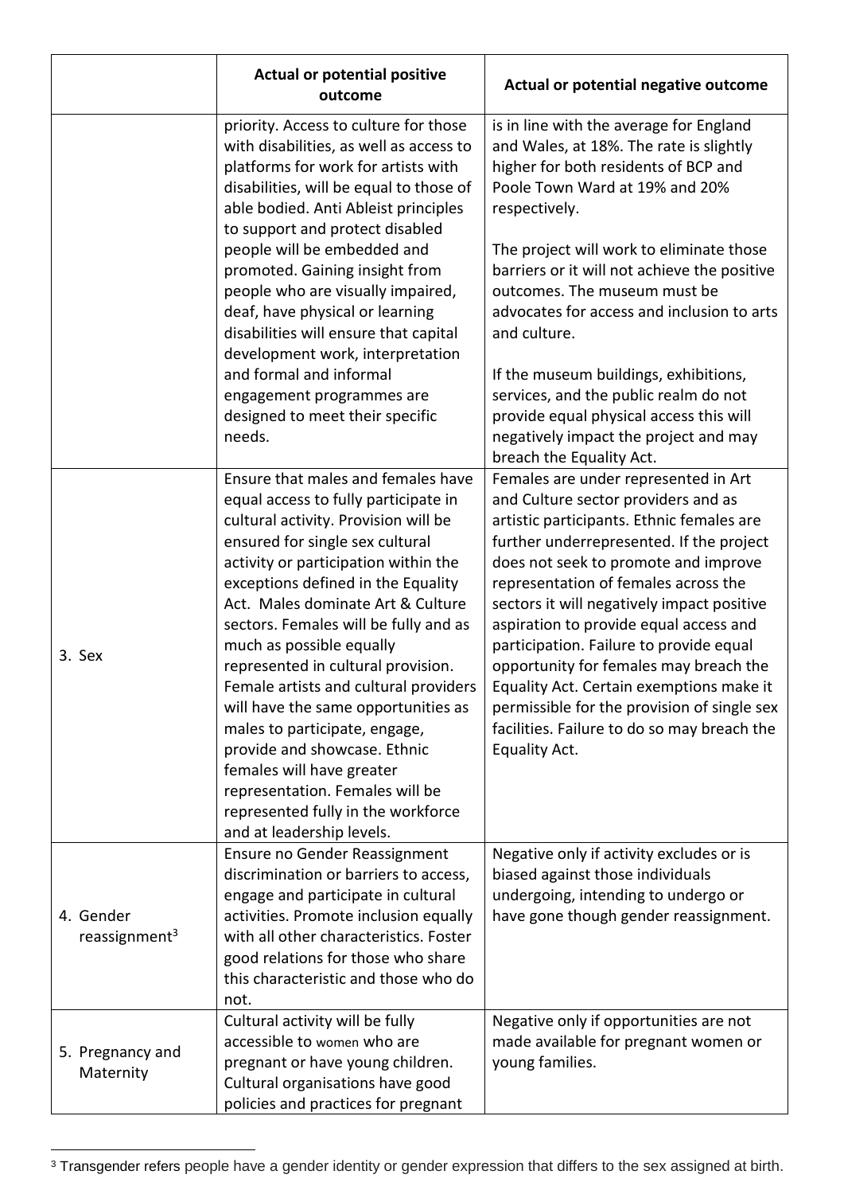| | Actual or potential positive outcome | Actual or potential negative outcome |
|---|---|---|
| | priority. Access to culture for those with disabilities, as well as access to platforms for work for artists with disabilities, will be equal to those of able bodied. Anti Ableist principles to support and protect disabled people will be embedded and promoted. Gaining insight from people who are visually impaired, deaf, have physical or learning disabilities will ensure that capital development work, interpretation and formal and informal engagement programmes are designed to meet their specific needs. | is in line with the average for England and Wales, at 18%. The rate is slightly higher for both residents of BCP and Poole Town Ward at 19% and 20% respectively.<br><br>The project will work to eliminate those barriers or it will not achieve the positive outcomes. The museum must be advocates for access and inclusion to arts and culture.<br><br>If the museum buildings, exhibitions, services, and the public realm do not provide equal physical access this will negatively impact the project and may breach the Equality Act. |
| 3. Sex | Ensure that males and females have equal access to fully participate in cultural activity. Provision will be ensured for single sex cultural activity or participation within the exceptions defined in the Equality Act. Males dominate Art & Culture sectors. Females will be fully and as much as possible equally represented in cultural provision. Female artists and cultural providers will have the same opportunities as males to participate, engage, provide and showcase. Ethnic females will have greater representation. Females will be represented fully in the workforce and at leadership levels. | Females are under represented in Art and Culture sector providers and as artistic participants. Ethnic females are further underrepresented. If the project does not seek to promote and improve representation of females across the sectors it will negatively impact positive aspiration to provide equal access and participation. Failure to provide equal opportunity for females may breach the Equality Act. Certain exemptions make it permissible for the provision of single sex facilities. Failure to do so may breach the Equality Act. |
| 4. Gender reassignment[3] | Ensure no Gender Reassignment discrimination or barriers to access, engage and participate in cultural activities. Promote inclusion equally with all other characteristics. Foster good relations for those who share this characteristic and those who do not. | Negative only if activity excludes or is biased against those individuals undergoing, intending to undergo or have gone though gender reassignment. |
| 5. Pregnancy and Maternity | Cultural activity will be fully accessible to women who are pregnant or have young children. Cultural organisations have good policies and practices for pregnant | Negative only if opportunities are not made available for pregnant women or young families. |

[3] Transgender refers people have a gender identity or gender expression that differs to the sex assigned at birth.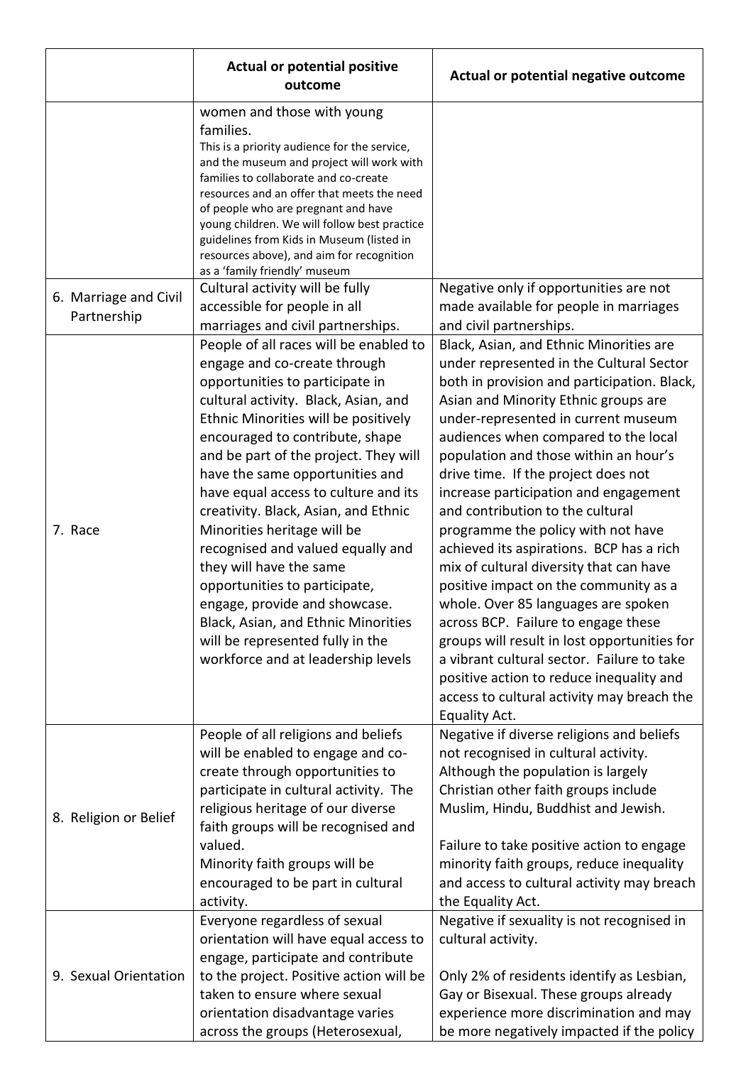| | Actual or potential positive outcome | Actual or potential negative outcome |
|---|---|---|
| | women and those with young families. This is a priority audience for the service, and the museum and project will work with families to collaborate and co-create resources and an offer that meets the need of people who are pregnant and have young children. We will follow best practice guidelines from Kids in Museum (listed in resources above), and aim for recognition as a 'family friendly' museum | |
| 6. Marriage and Civil Partnership | Cultural activity will be fully accessible for people in all marriages and civil partnerships. | Negative only if opportunities are not made available for people in marriages and civil partnerships. |
| 7. Race | People of all races will be enabled to engage and co-create through opportunities to participate in cultural activity. Black, Asian, and Ethnic Minorities will be positively encouraged to contribute, shape and be part of the project. They will have the same opportunities and have equal access to culture and its creativity. Black, Asian, and Ethnic Minorities heritage will be recognised and valued equally and they will have the same opportunities to participate, engage, provide and showcase. Black, Asian, and Ethnic Minorities will be represented fully in the workforce and at leadership levels | Black, Asian, and Ethnic Minorities are under represented in the Cultural Sector both in provision and participation. Black, Asian and Minority Ethnic groups are under-represented in current museum audiences when compared to the local population and those within an hour's drive time. If the project does not increase participation and engagement and contribution to the cultural programme the policy with not have achieved its aspirations. BCP has a rich mix of cultural diversity that can have positive impact on the community as a whole. Over 85 languages are spoken across BCP. Failure to engage these groups will result in lost opportunities for a vibrant cultural sector. Failure to take positive action to reduce inequality and access to cultural activity may breach the Equality Act. |
| 8. Religion or Belief | People of all religions and beliefs will be enabled to engage and co-create through opportunities to participate in cultural activity. The religious heritage of our diverse faith groups will be recognised and valued.<br>Minority faith groups will be encouraged to be part in cultural activity. | Negative if diverse religions and beliefs not recognised in cultural activity. Although the population is largely Christian other faith groups include Muslim, Hindu, Buddhist and Jewish.<br><br>Failure to take positive action to engage minority faith groups, reduce inequality and access to cultural activity may breach the Equality Act. |
| 9. Sexual Orientation | Everyone regardless of sexual orientation will have equal access to engage, participate and contribute to the project. Positive action will be taken to ensure where sexual orientation disadvantage varies across the groups (Heterosexual, | Negative if sexuality is not recognised in cultural activity.<br><br>Only 2% of residents identify as Lesbian, Gay or Bisexual. These groups already experience more discrimination and may be more negatively impacted if the policy |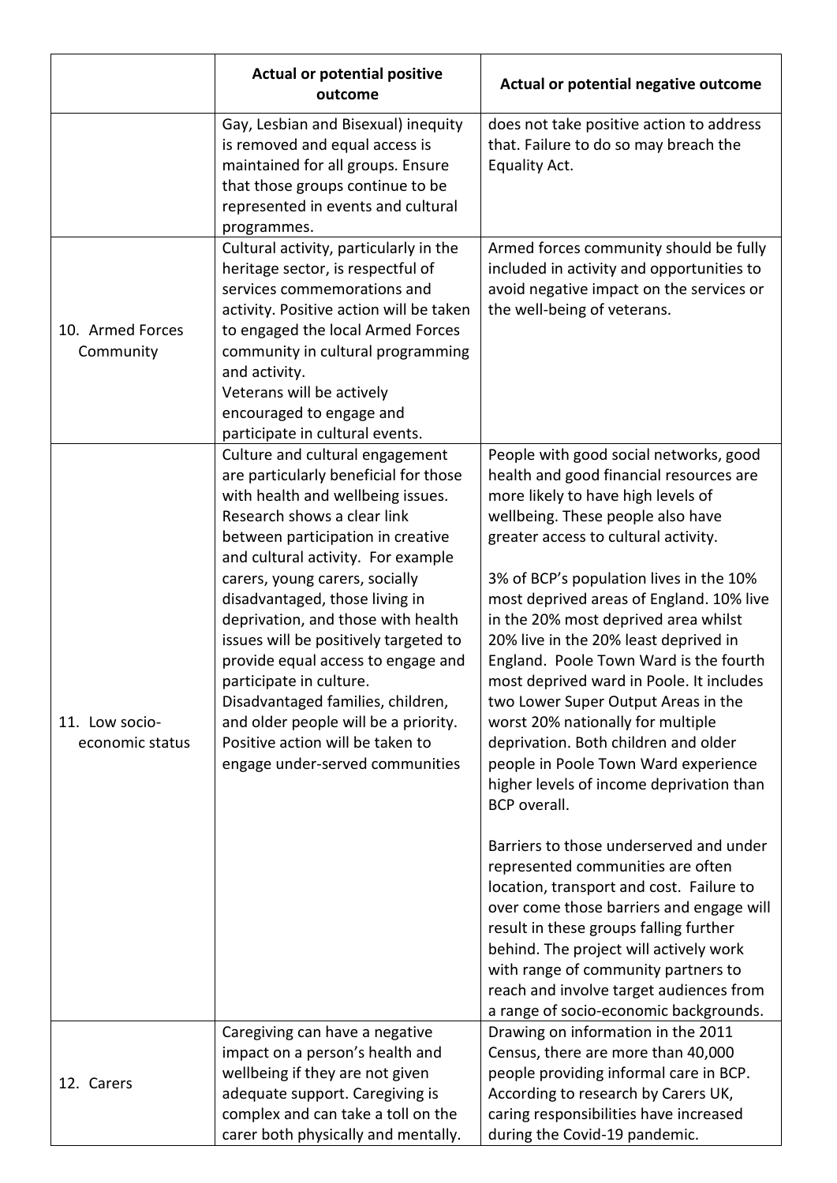| | Actual or potential positive outcome | Actual or potential negative outcome |
|---|---|---|
| | Gay, Lesbian and Bisexual) inequity is removed and equal access is maintained for all groups. Ensure that those groups continue to be represented in events and cultural programmes. | does not take positive action to address that. Failure to do so may breach the Equality Act. |
| 10. Armed Forces Community | Cultural activity, particularly in the heritage sector, is respectful of services commemorations and activity. Positive action will be taken to engaged the local Armed Forces community in cultural programming and activity.<br>Veterans will be actively encouraged to engage and participate in cultural events. | Armed forces community should be fully included in activity and opportunities to avoid negative impact on the services or the well-being of veterans. |
| 11. Low socio-economic status | Culture and cultural engagement are particularly beneficial for those with health and wellbeing issues. Research shows a clear link between participation in creative and cultural activity. For example carers, young carers, socially disadvantaged, those living in deprivation, and those with health issues will be positively targeted to provide equal access to engage and participate in culture.<br>Disadvantaged families, children, and older people will be a priority. Positive action will be taken to engage under-served communities | People with good social networks, good health and good financial resources are more likely to have high levels of wellbeing. These people also have greater access to cultural activity.<br><br>3% of BCP's population lives in the 10% most deprived areas of England. 10% live in the 20% most deprived area whilst 20% live in the 20% least deprived in England. Poole Town Ward is the fourth most deprived ward in Poole. It includes two Lower Super Output Areas in the worst 20% nationally for multiple deprivation. Both children and older people in Poole Town Ward experience higher levels of income deprivation than BCP overall.<br><br>Barriers to those underserved and under represented communities are often location, transport and cost. Failure to over come those barriers and engage will result in these groups falling further behind. The project will actively work with range of community partners to reach and involve target audiences from a range of socio-economic backgrounds. |
| 12. Carers | Caregiving can have a negative impact on a person's health and wellbeing if they are not given adequate support. Caregiving is complex and can take a toll on the carer both physically and mentally. | Drawing on information in the 2011 Census, there are more than 40,000 people providing informal care in BCP. According to research by Carers UK, caring responsibilities have increased during the Covid-19 pandemic. |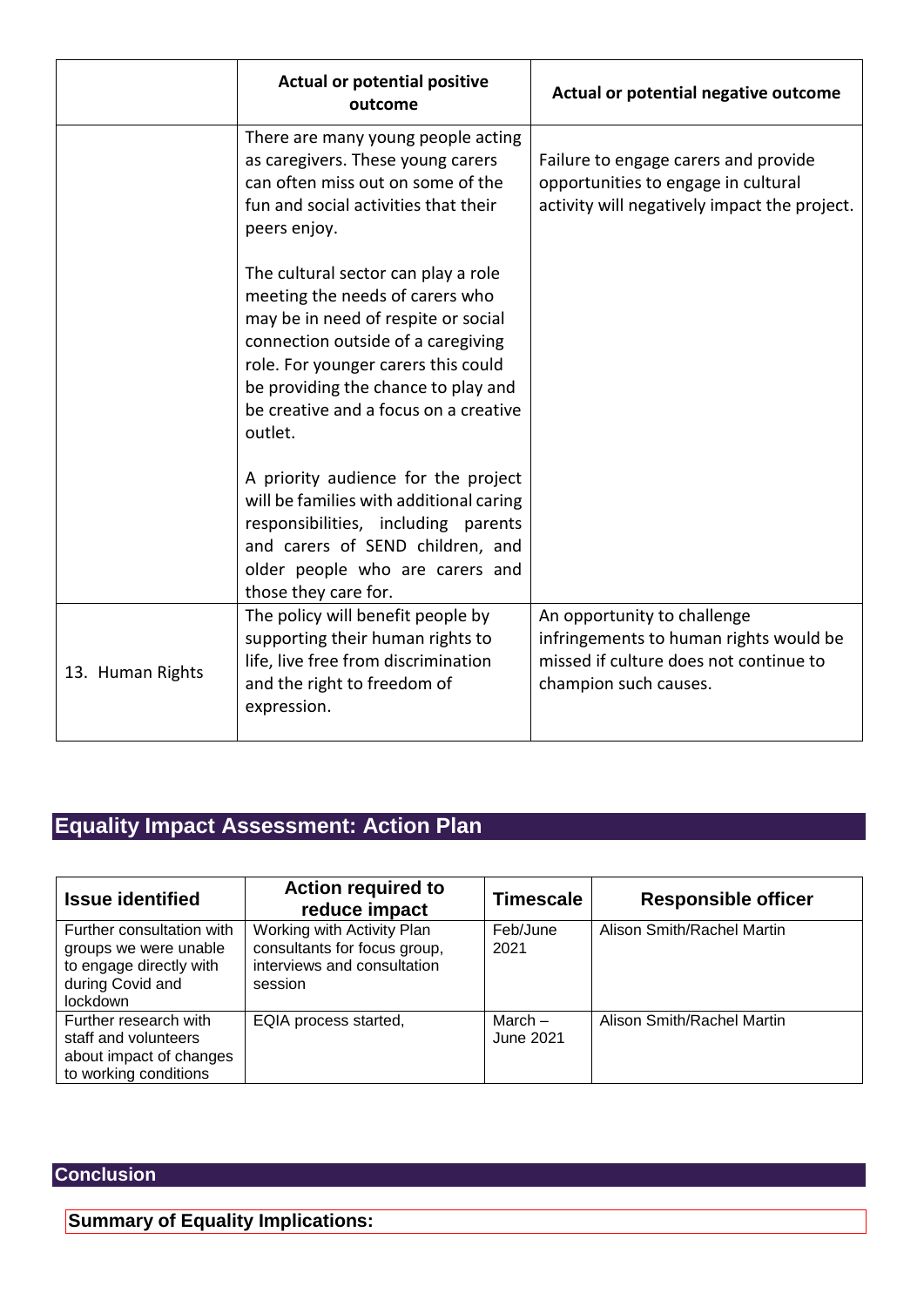| | Actual or potential positive outcome | Actual or potential negative outcome |
|---|---|---|
| | There are many young people acting as caregivers. These young carers can often miss out on some of the fun and social activities that their peers enjoy.<br><br>The cultural sector can play a role meeting the needs of carers who may be in need of respite or social connection outside of a caregiving role. For younger carers this could be providing the chance to play and be creative and a focus on a creative outlet.<br><br>A priority audience for the project will be families with additional caring responsibilities, including parents and carers of SEND children, and older people who are carers and those they care for. | Failure to engage carers and provide opportunities to engage in cultural activity will negatively impact the project. |
| 13. Human Rights | The policy will benefit people by supporting their human rights to life, live free from discrimination and the right to freedom of expression. | An opportunity to challenge infringements to human rights would be missed if culture does not continue to champion such causes. |

## Equality Impact Assessment: Action Plan

| Issue identified | Action required to reduce impact | Timescale | Responsible officer |
|---|---|---|---|
| Further consultation with groups we were unable to engage directly with during Covid and lockdown | Working with Activity Plan consultants for focus group, interviews and consultation session | Feb/June 2021 | Alison Smith/Rachel Martin |
| Further research with staff and volunteers about impact of changes to working conditions | EQIA process started, | March – June 2021 | Alison Smith/Rachel Martin |

## Conclusion

**Summary of Equality Implications:**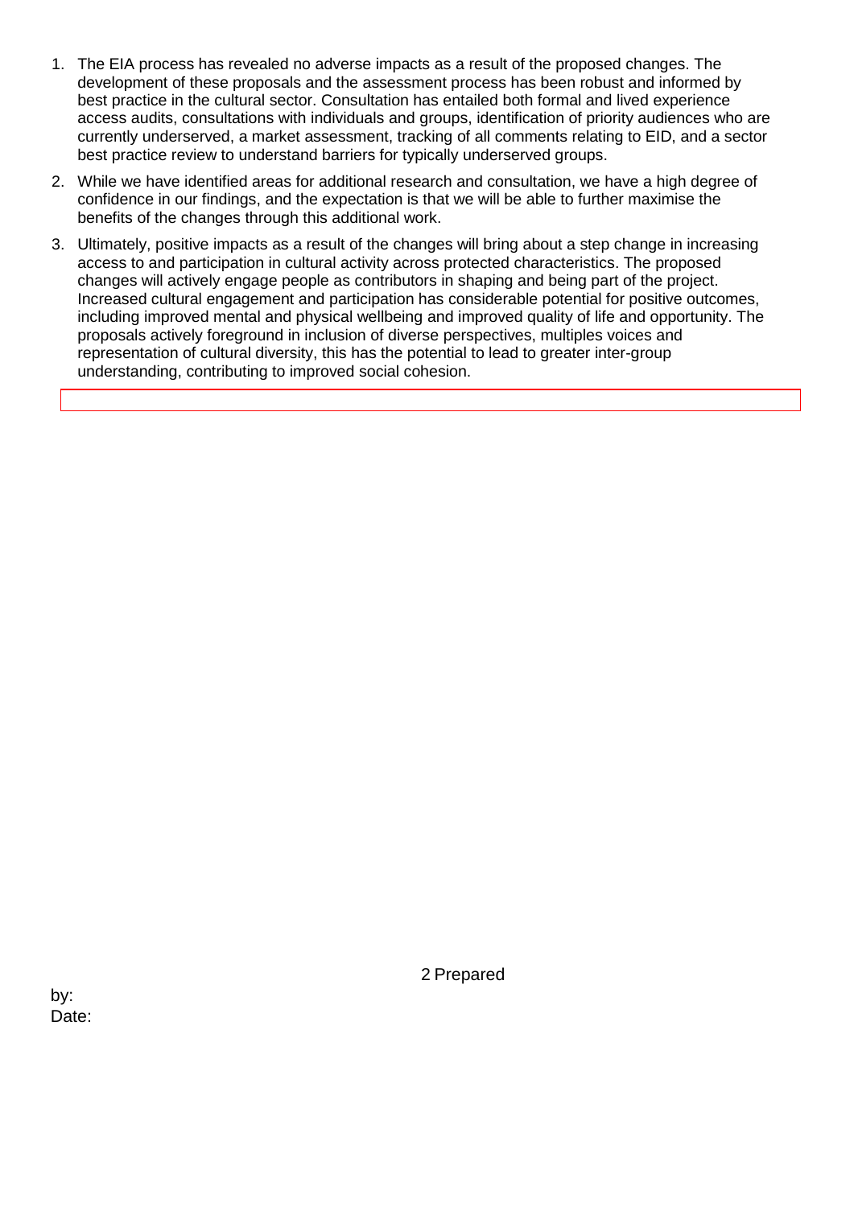1. The EIA process has revealed no adverse impacts as a result of the proposed changes. The development of these proposals and the assessment process has been robust and informed by best practice in the cultural sector. Consultation has entailed both formal and lived experience access audits, consultations with individuals and groups, identification of priority audiences who are currently underserved, a market assessment, tracking of all comments relating to EID, and a sector best practice review to understand barriers for typically underserved groups.
2. While we have identified areas for additional research and consultation, we have a high degree of confidence in our findings, and the expectation is that we will be able to further maximise the benefits of the changes through this additional work.
3. Ultimately, positive impacts as a result of the changes will bring about a step change in increasing access to and participation in cultural activity across protected characteristics. The proposed changes will actively engage people as contributors in shaping and being part of the project. Increased cultural engagement and participation has considerable potential for positive outcomes, including improved mental and physical wellbeing and improved quality of life and opportunity. The proposals actively foreground in inclusion of diverse perspectives, multiples voices and representation of cultural diversity, this has the potential to lead to greater inter-group understanding, contributing to improved social cohesion.

2 Prepared by:

Date: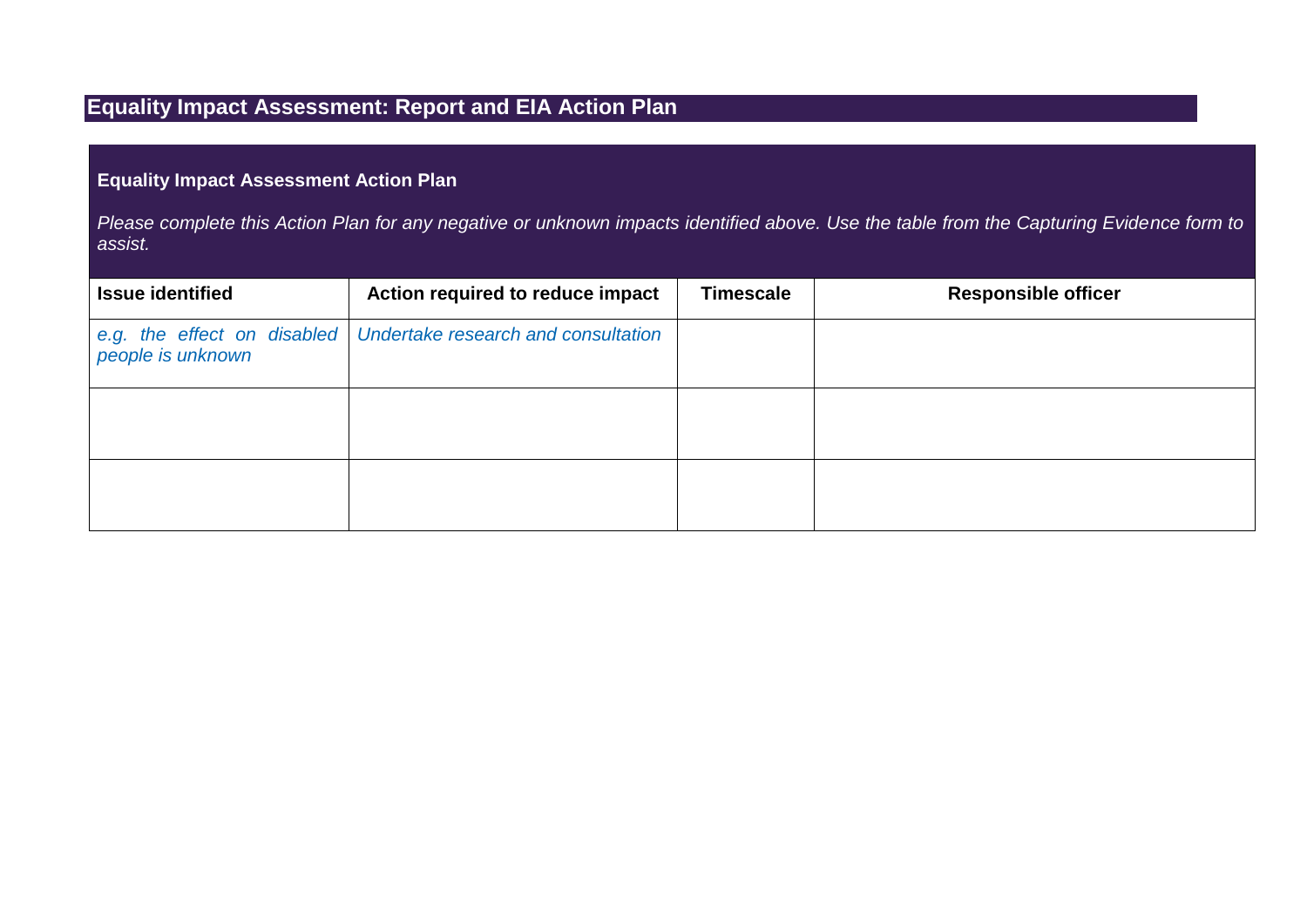## Equality Impact Assessment: Report and EIA Action Plan

### Equality Impact Assessment Action Plan

*Please complete this Action Plan for any negative or unknown impacts identified above. Use the table from the Capturing Evidence form to assist.*

| Issue identified | Action required to reduce impact | Timescale | Responsible officer |
|---|---|---|---|
| *e.g. the effect on disabled people is unknown* | *Undertake research and consultation* | | |
| | | | |
| | | | |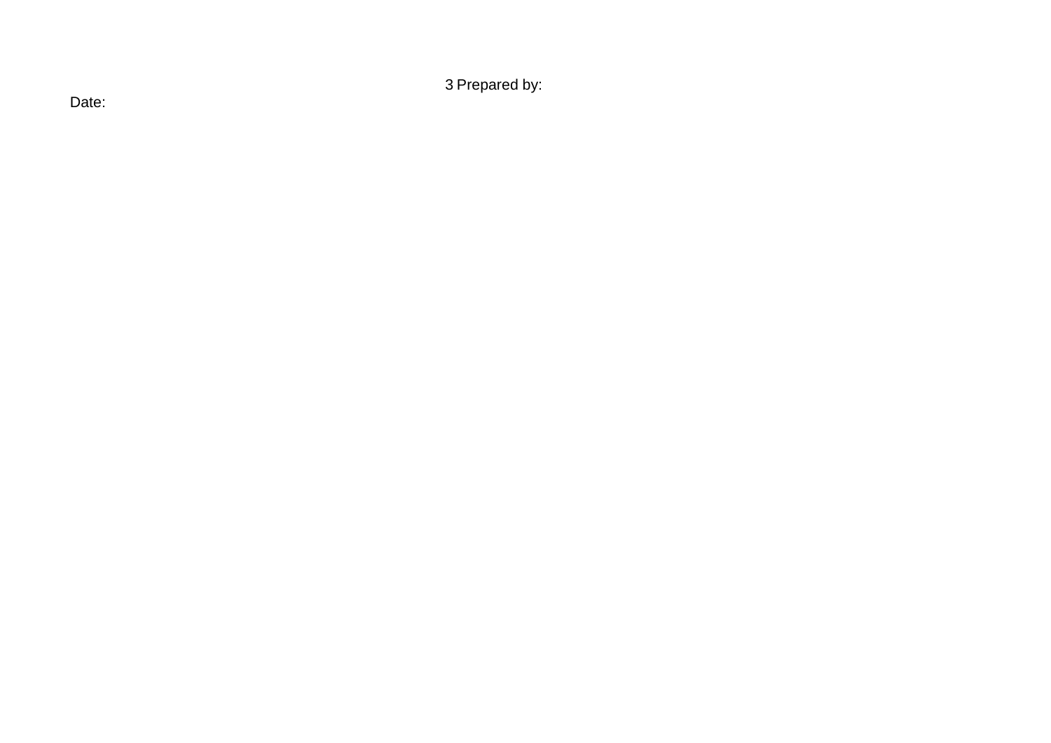3 Prepared by:

Date: